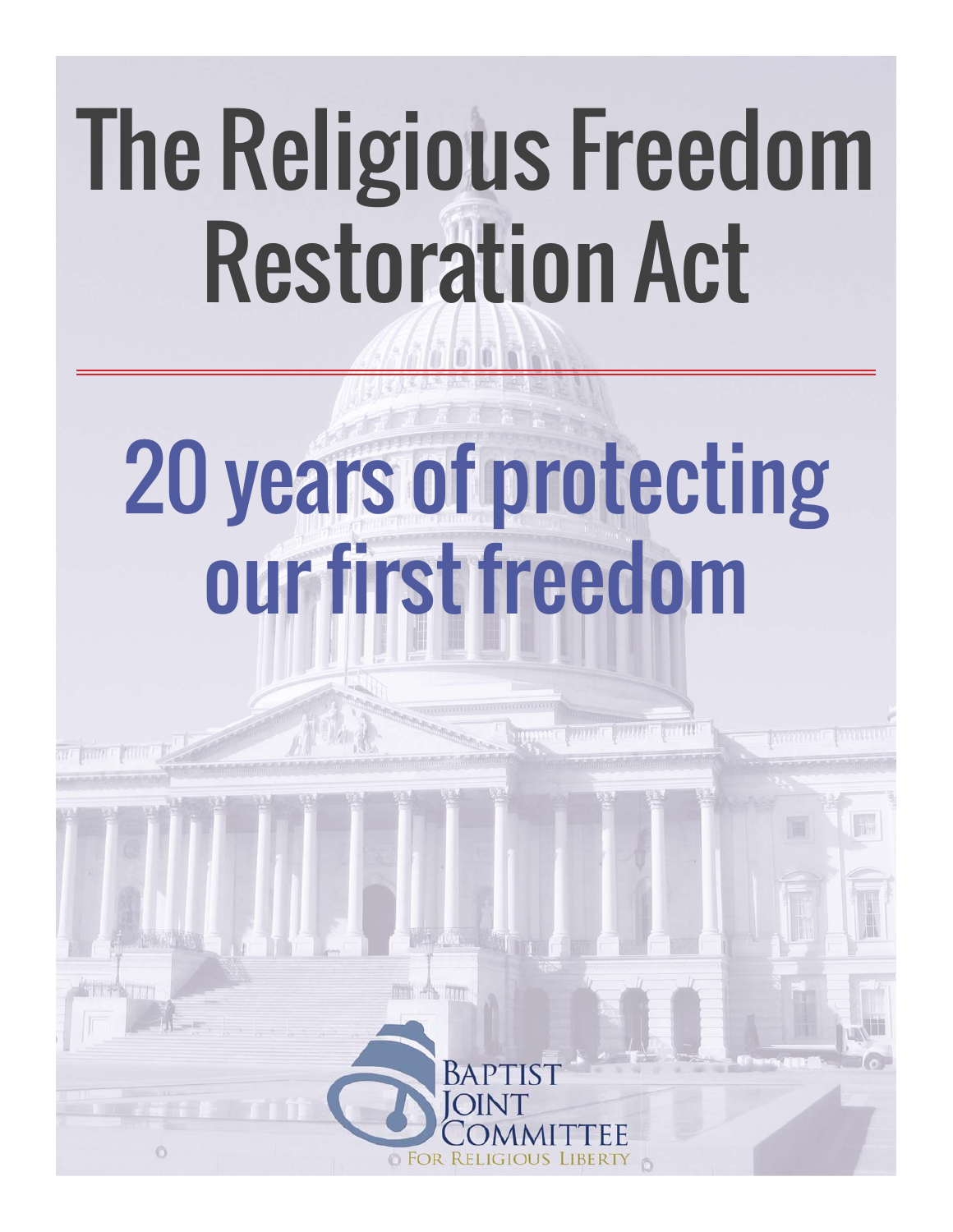# The Religious Freedom Restoration Act

## 20 years of protecting our first freedom

Baptist Joint Committee for Religious Liberty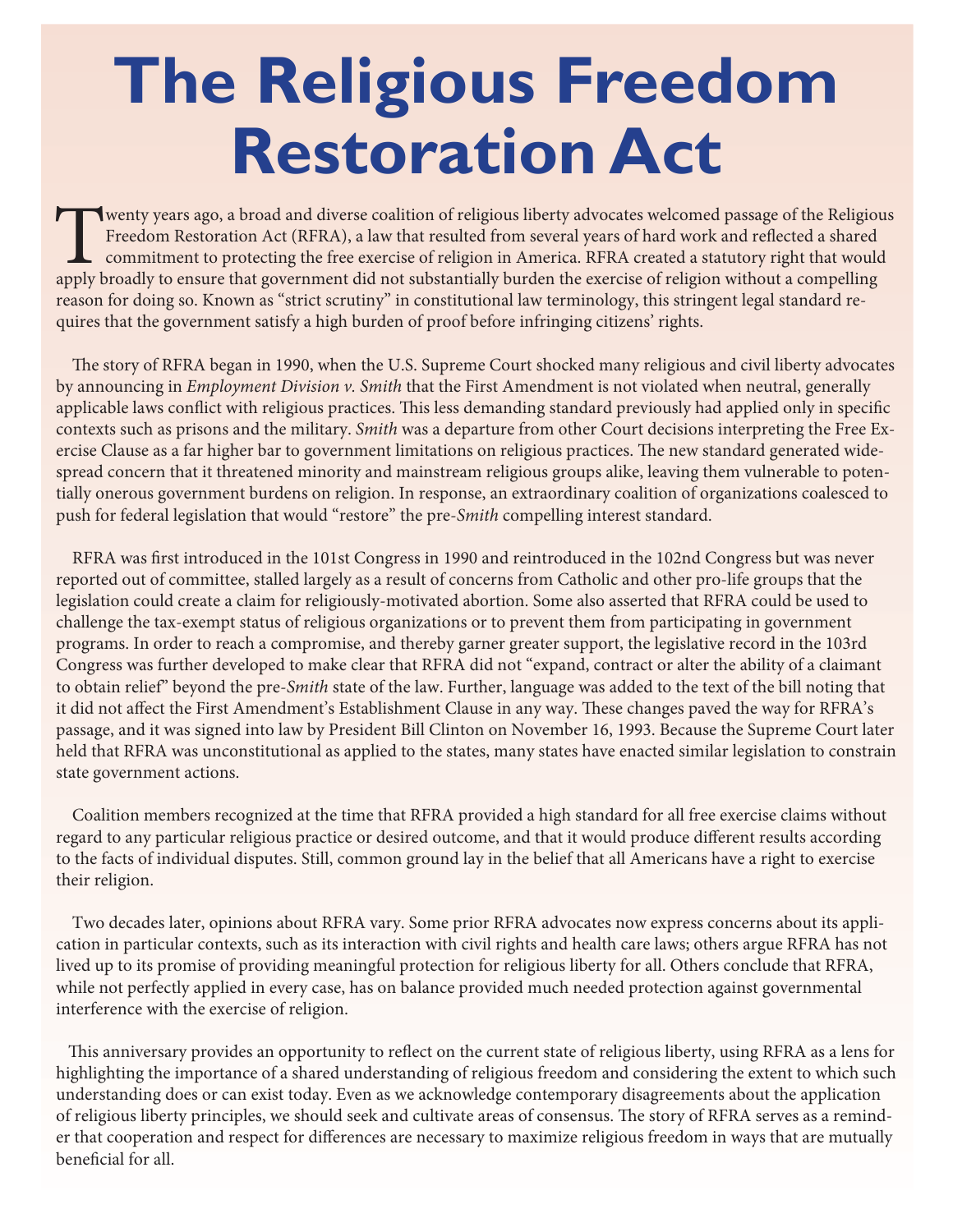# The Religious Freedom Restoration Act

Twenty years ago, a broad and diverse coalition of religious liberty advocates welcomed passage of the Religious Freedom Restoration Act (RFRA), a law that resulted from several years of hard work and reflected a shared commitment to protecting the free exercise of religion in America. RFRA created a statutory right that would apply broadly to ensure that government did not substantially burden the exercise of religion without a compelling reason for doing so. Known as "strict scrutiny" in constitutional law terminology, this stringent legal standard requires that the government satisfy a high burden of proof before infringing citizens' rights.

The story of RFRA began in 1990, when the U.S. Supreme Court shocked many religious and civil liberty advocates by announcing in *Employment Division v. Smith* that the First Amendment is not violated when neutral, generally applicable laws conflict with religious practices. This less demanding standard previously had applied only in specific contexts such as prisons and the military. *Smith* was a departure from other Court decisions interpreting the Free Exercise Clause as a far higher bar to government limitations on religious practices. The new standard generated widespread concern that it threatened minority and mainstream religious groups alike, leaving them vulnerable to potentially onerous government burdens on religion. In response, an extraordinary coalition of organizations coalesced to push for federal legislation that would "restore" the pre-*Smith* compelling interest standard.

RFRA was first introduced in the 101st Congress in 1990 and reintroduced in the 102nd Congress but was never reported out of committee, stalled largely as a result of concerns from Catholic and other pro-life groups that the legislation could create a claim for religiously-motivated abortion. Some also asserted that RFRA could be used to challenge the tax-exempt status of religious organizations or to prevent them from participating in government programs. In order to reach a compromise, and thereby garner greater support, the legislative record in the 103rd Congress was further developed to make clear that RFRA did not "expand, contract or alter the ability of a claimant to obtain relief" beyond the pre-*Smith* state of the law. Further, language was added to the text of the bill noting that it did not affect the First Amendment's Establishment Clause in any way. These changes paved the way for RFRA's passage, and it was signed into law by President Bill Clinton on November 16, 1993. Because the Supreme Court later held that RFRA was unconstitutional as applied to the states, many states have enacted similar legislation to constrain state government actions.

Coalition members recognized at the time that RFRA provided a high standard for all free exercise claims without regard to any particular religious practice or desired outcome, and that it would produce different results according to the facts of individual disputes. Still, common ground lay in the belief that all Americans have a right to exercise their religion.

Two decades later, opinions about RFRA vary. Some prior RFRA advocates now express concerns about its application in particular contexts, such as its interaction with civil rights and health care laws; others argue RFRA has not lived up to its promise of providing meaningful protection for religious liberty for all. Others conclude that RFRA, while not perfectly applied in every case, has on balance provided much needed protection against governmental interference with the exercise of religion.

This anniversary provides an opportunity to reflect on the current state of religious liberty, using RFRA as a lens for highlighting the importance of a shared understanding of religious freedom and considering the extent to which such understanding does or can exist today. Even as we acknowledge contemporary disagreements about the application of religious liberty principles, we should seek and cultivate areas of consensus. The story of RFRA serves as a reminder that cooperation and respect for differences are necessary to maximize religious freedom in ways that are mutually beneficial for all.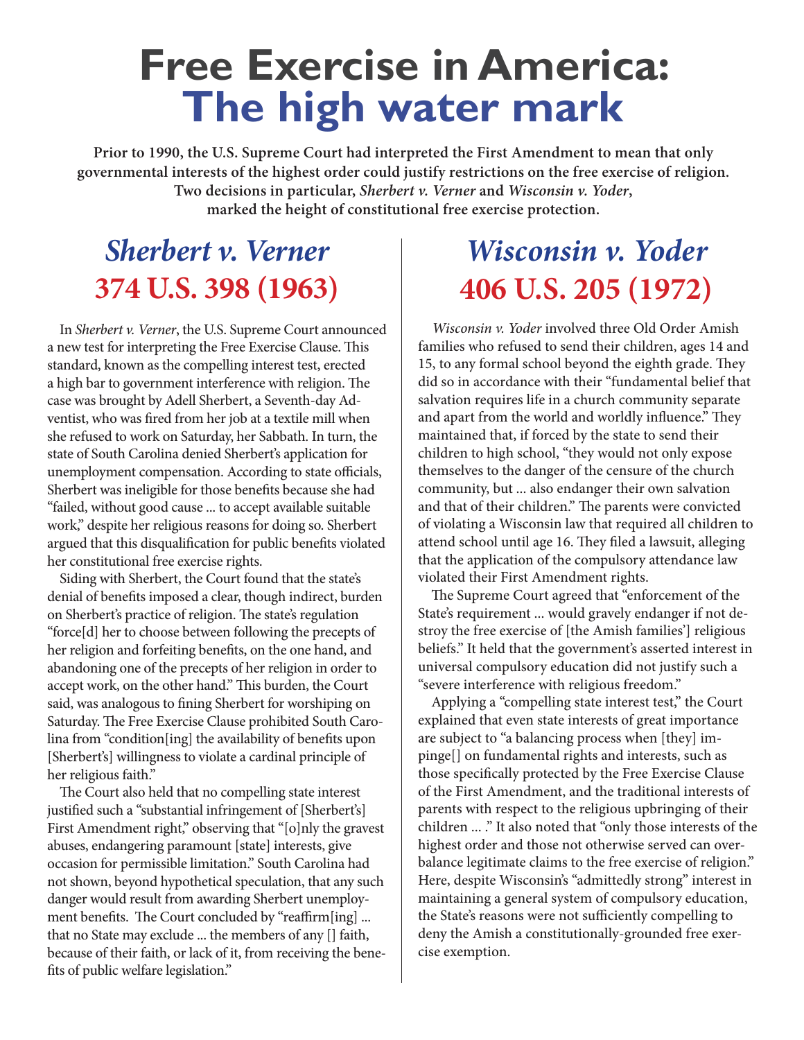# Free Exercise in America: The high water mark

**Prior to 1990, the U.S. Supreme Court had interpreted the First Amendment to mean that only governmental interests of the highest order could justify restrictions on the free exercise of religion. Two decisions in particular, *Sherbert v. Verner* and *Wisconsin v. Yoder*, marked the height of constitutional free exercise protection.**

## *Sherbert v. Verner*
## 374 U.S. 398 (1963)

In *Sherbert v. Verner*, the U.S. Supreme Court announced a new test for interpreting the Free Exercise Clause. This standard, known as the compelling interest test, erected a high bar to government interference with religion. The case was brought by Adell Sherbert, a Seventh-day Adventist, who was fired from her job at a textile mill when she refused to work on Saturday, her Sabbath. In turn, the state of South Carolina denied Sherbert's application for unemployment compensation. According to state officials, Sherbert was ineligible for those benefits because she had "failed, without good cause ... to accept available suitable work," despite her religious reasons for doing so. Sherbert argued that this disqualification for public benefits violated her constitutional free exercise rights.

Siding with Sherbert, the Court found that the state's denial of benefits imposed a clear, though indirect, burden on Sherbert's practice of religion. The state's regulation "force[d] her to choose between following the precepts of her religion and forfeiting benefits, on the one hand, and abandoning one of the precepts of her religion in order to accept work, on the other hand." This burden, the Court said, was analogous to fining Sherbert for worshiping on Saturday. The Free Exercise Clause prohibited South Carolina from "condition[ing] the availability of benefits upon [Sherbert's] willingness to violate a cardinal principle of her religious faith."

The Court also held that no compelling state interest justified such a "substantial infringement of [Sherbert's] First Amendment right," observing that "[o]nly the gravest abuses, endangering paramount [state] interests, give occasion for permissible limitation." South Carolina had not shown, beyond hypothetical speculation, that any such danger would result from awarding Sherbert unemployment benefits. The Court concluded by "reaffirm[ing] ... that no State may exclude ... the members of any [] faith, because of their faith, or lack of it, from receiving the benefits of public welfare legislation."

## *Wisconsin v. Yoder*
## 406 U.S. 205 (1972)

*Wisconsin v. Yoder* involved three Old Order Amish families who refused to send their children, ages 14 and 15, to any formal school beyond the eighth grade. They did so in accordance with their "fundamental belief that salvation requires life in a church community separate and apart from the world and worldly influence." They maintained that, if forced by the state to send their children to high school, "they would not only expose themselves to the danger of the censure of the church community, but ... also endanger their own salvation and that of their children." The parents were convicted of violating a Wisconsin law that required all children to attend school until age 16. They filed a lawsuit, alleging that the application of the compulsory attendance law violated their First Amendment rights.

The Supreme Court agreed that "enforcement of the State's requirement ... would gravely endanger if not destroy the free exercise of [the Amish families'] religious beliefs." It held that the government's asserted interest in universal compulsory education did not justify such a "severe interference with religious freedom."

Applying a "compelling state interest test," the Court explained that even state interests of great importance are subject to "a balancing process when [they] impinge[] on fundamental rights and interests, such as those specifically protected by the Free Exercise Clause of the First Amendment, and the traditional interests of parents with respect to the religious upbringing of their children ... ." It also noted that "only those interests of the highest order and those not otherwise served can overbalance legitimate claims to the free exercise of religion." Here, despite Wisconsin's "admittedly strong" interest in maintaining a general system of compulsory education, the State's reasons were not sufficiently compelling to deny the Amish a constitutionally-grounded free exercise exemption.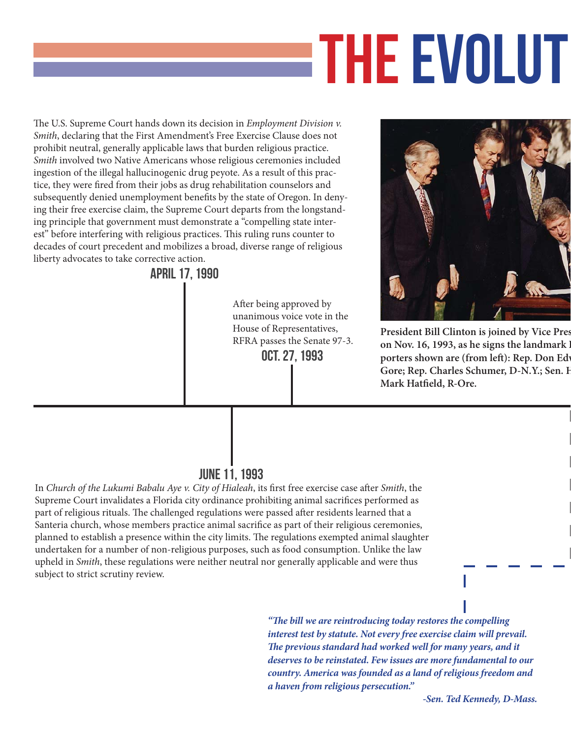# THE EVOLUT

The U.S. Supreme Court hands down its decision in *Employment Division v. Smith*, declaring that the First Amendment's Free Exercise Clause does not prohibit neutral, generally applicable laws that burden religious practice. *Smith* involved two Native Americans whose religious ceremonies included ingestion of the illegal hallucinogenic drug peyote. As a result of this practice, they were fired from their jobs as drug rehabilitation counselors and subsequently denied unemployment benefits by the state of Oregon. In denying their free exercise claim, the Supreme Court departs from the longstanding principle that government must demonstrate a "compelling state interest" before interfering with religious practices. This ruling runs counter to decades of court precedent and mobilizes a broad, diverse range of religious liberty advocates to take corrective action.

### APRIL 17, 1990

After being approved by unanimous voice vote in the House of Representatives, RFRA passes the Senate 97-3.

### OCT. 27, 1993

**President Bill Clinton is joined by Vice Pres on Nov. 16, 1993, as he signs the landmark l porters shown are (from left): Rep. Don Edw Gore; Rep. Charles Schumer, D-N.Y.; Sen. H Mark Hatfield, R-Ore.**

### JUNE 11, 1993

In *Church of the Lukumi Babalu Aye v. City of Hialeah*, its first free exercise case after *Smith*, the Supreme Court invalidates a Florida city ordinance prohibiting animal sacrifices performed as part of religious rituals. The challenged regulations were passed after residents learned that a Santeria church, whose members practice animal sacrifice as part of their religious ceremonies, planned to establish a presence within the city limits. The regulations exempted animal slaughter undertaken for a number of non-religious purposes, such as food consumption. Unlike the law upheld in *Smith*, these regulations were neither neutral nor generally applicable and were thus subject to strict scrutiny review.

***"The bill we are reintroducing today restores the compelling interest test by statute. Not every free exercise claim will prevail. The previous standard had worked well for many years, and it deserves to be reinstated. Few issues are more fundamental to our country. America was founded as a land of religious freedom and a haven from religious persecution."***

***-Sen. Ted Kennedy, D-Mass.***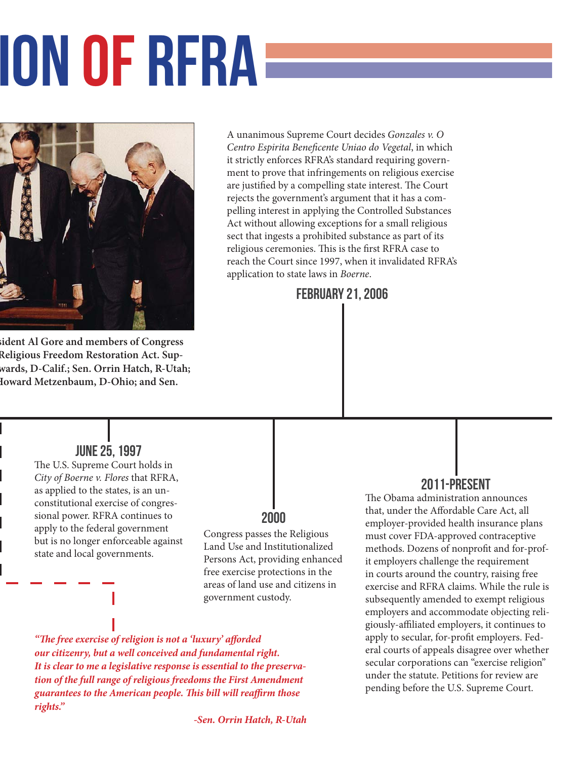# ION OF RFRA

sident Al Gore and members of Congress Religious Freedom Restoration Act. Supwards, D-Calif.; Sen. Orrin Hatch, R-Utah; Howard Metzenbaum, D-Ohio; and Sen.

### JUNE 25, 1997

The U.S. Supreme Court holds in *City of Boerne v. Flores* that RFRA, as applied to the states, is an unconstitutional exercise of congressional power. RFRA continues to apply to the federal government but is no longer enforceable against state and local governments.

### 2000

Congress passes the Religious Land Use and Institutionalized Persons Act, providing enhanced free exercise protections in the areas of land use and citizens in government custody.

### FEBRUARY 21, 2006

A unanimous Supreme Court decides *Gonzales v. O Centro Espirita Beneficente Uniao do Vegetal*, in which it strictly enforces RFRA's standard requiring government to prove that infringements on religious exercise are justified by a compelling state interest. The Court rejects the government's argument that it has a compelling interest in applying the Controlled Substances Act without allowing exceptions for a small religious sect that ingests a prohibited substance as part of its religious ceremonies. This is the first RFRA case to reach the Court since 1997, when it invalidated RFRA's application to state laws in *Boerne*.

### 2011-PRESENT

The Obama administration announces that, under the Affordable Care Act, all employer-provided health insurance plans must cover FDA-approved contraceptive methods. Dozens of nonprofit and for-profit employers challenge the requirement in courts around the country, raising free exercise and RFRA claims. While the rule is subsequently amended to exempt religious employers and accommodate objecting religiously-affiliated employers, it continues to apply to secular, for-profit employers. Federal courts of appeals disagree over whether secular corporations can "exercise religion" under the statute. Petitions for review are pending before the U.S. Supreme Court.

***"The free exercise of religion is not a 'luxury' afforded our citizenry, but a well conceived and fundamental right. It is clear to me a legislative response is essential to the preservation of the full range of religious freedoms the First Amendment guarantees to the American people. This bill will reaffirm those rights."***

***-Sen. Orrin Hatch, R-Utah***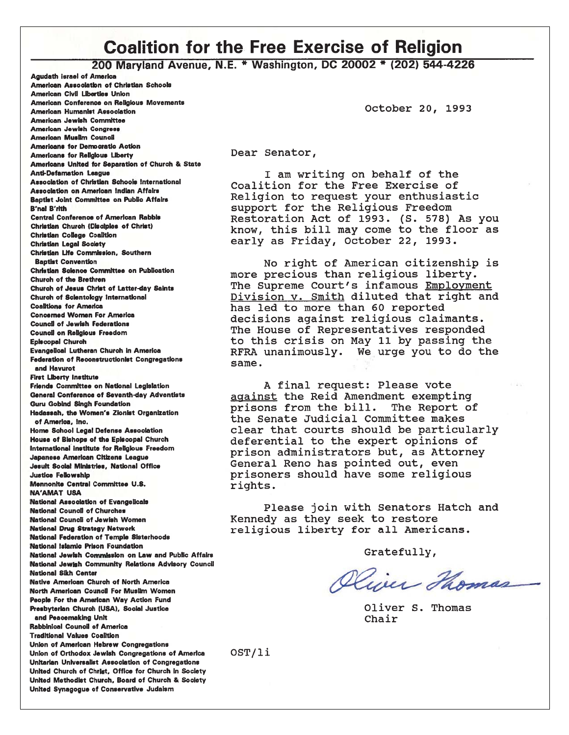# Coalition for the Free Exercise of Religion

**200 Maryland Avenue, N.E. * Washington, DC 20002 * (202) 544-4226**

**Agudath Israel of America**
**American Association of Christian Schools**
**American Civil Liberties Union**
**American Conference on Religious Movements**
**American Humanist Association**
**American Jewish Committee**
**American Jewish Congress**
**American Muslim Council**
**Americans for Democratic Action**
**Americans for Religious Liberty**
**Americans United for Separation of Church & State**
**Anti-Defamation League**
**Association of Christian Schools International**
**Association on American Indian Affairs**
**Baptist Joint Committee on Public Affairs**
**B'nai B'rith**
**Central Conference of American Rabbis**
**Christian Church (Disciples of Christ)**
**Christian College Coalition**
**Christian Legal Society**
**Christian Life Commission, Southern Baptist Convention**
**Christian Science Committee on Publication**
**Church of the Brethren**
**Church of Jesus Christ of Latter-day Saints**
**Church of Scientology International**
**Coalitions for America**
**Concerned Women For America**
**Council of Jewish Federations**
**Council on Religious Freedom**
**Episcopal Church**
**Evangelical Lutheran Church in America**
**Federation of Reconstructionist Congregations and Havurot**
**First Liberty Institute**
**Friends Committee on National Legislation**
**General Conference of Seventh-day Adventists**
**Guru Gobind Singh Foundation**
**Hadassah, the Women's Zionist Organization of America, Inc.**
**Home School Legal Defense Association**
**House of Bishops of the Episcopal Church**
**International Institute for Religious Freedom**
**Japanese American Citizens League**
**Jesuit Social Ministries, National Office**
**Justice Fellowship**
**Mennonite Central Committee U.S.**
**NA'AMAT USA**
**National Association of Evangelicals**
**National Council of Churches**
**National Council of Jewish Women**
**National Drug Strategy Network**
**National Federation of Temple Sisterhoods**
**National Islamic Prison Foundation**
**National Jewish Commission on Law and Public Affairs**
**National Jewish Community Relations Advisory Council**
**National Sikh Center**
**Native American Church of North America**
**North American Council For Muslim Women**
**People For the American Way Action Fund**
**Presbyterian Church (USA), Social Justice and Peacemaking Unit**
**Rabbinical Council of America**
**Traditional Values Coalition**
**Union of American Hebrew Congregations**
**Union of Orthodox Jewish Congregations of America**
**Unitarian Universalist Association of Congregations**
**United Church of Christ, Office for Church in Society**
**United Methodist Church, Board of Church & Society**
**United Synagogue of Conservative Judaism**

October 20, 1993

Dear Senator,

I am writing on behalf of the Coalition for the Free Exercise of Religion to request your enthusiastic support for the Religious Freedom Restoration Act of 1993. (S. 578) As you know, this bill may come to the floor as early as Friday, October 22, 1993.

No right of American citizenship is more precious than religious liberty. The Supreme Court's infamous Employment Division v. Smith diluted that right and has led to more than 60 reported decisions against religious claimants. The House of Representatives responded to this crisis on May 11 by passing the RFRA unanimously. We urge you to do the same.

A final request: Please vote against the Reid Amendment exempting prisons from the bill. The Report of the Senate Judicial Committee makes clear that courts should be particularly deferential to the expert opinions of prison administrators but, as Attorney General Reno has pointed out, even prisoners should have some religious rights.

Please join with Senators Hatch and Kennedy as they seek to restore religious liberty for all Americans.

Gratefully,

Oliver Thomas

Oliver S. Thomas
Chair

OST/li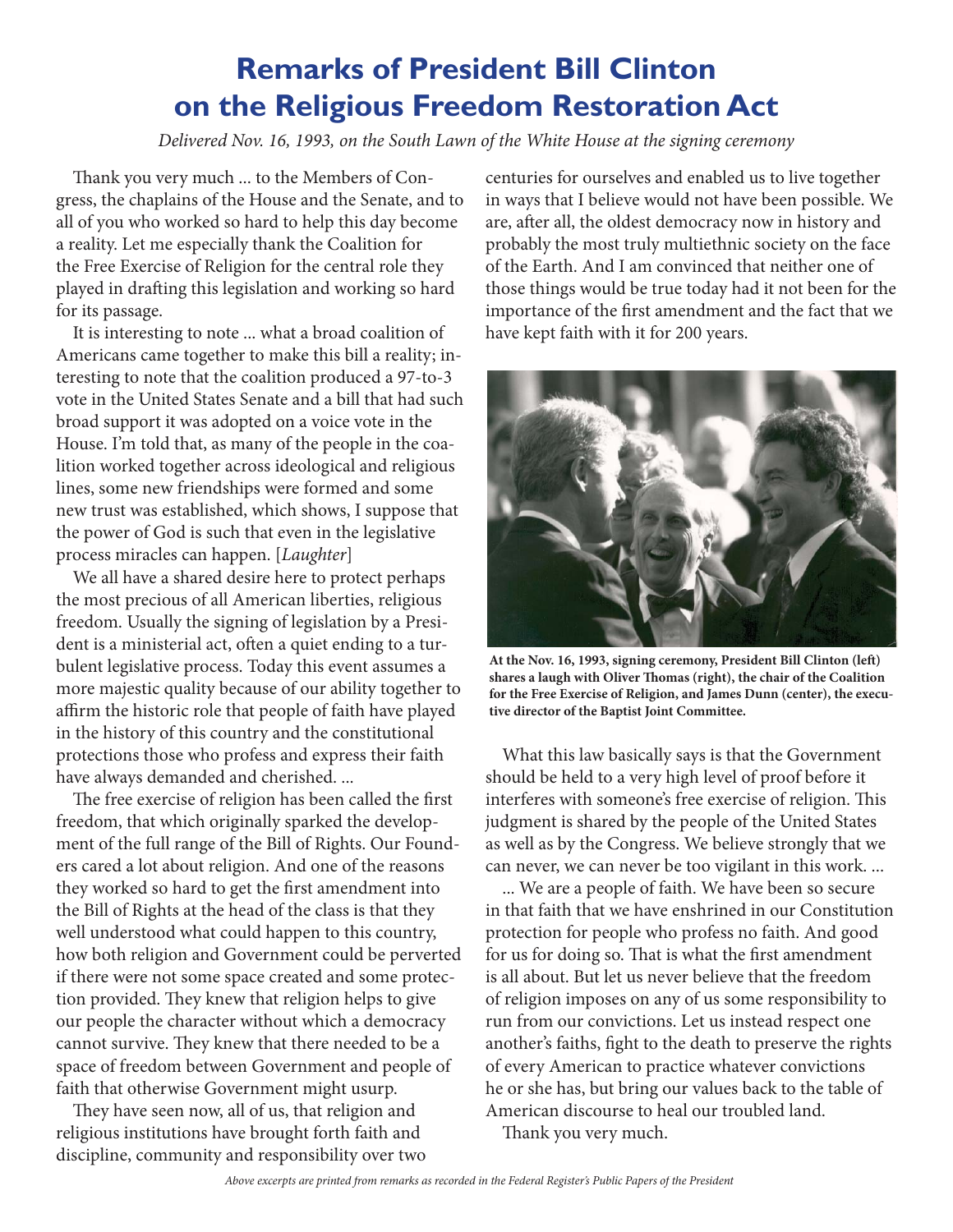# Remarks of President Bill Clinton on the Religious Freedom Restoration Act

*Delivered Nov. 16, 1993, on the South Lawn of the White House at the signing ceremony*

Thank you very much ... to the Members of Congress, the chaplains of the House and the Senate, and to all of you who worked so hard to help this day become a reality. Let me especially thank the Coalition for the Free Exercise of Religion for the central role they played in drafting this legislation and working so hard for its passage.

It is interesting to note ... what a broad coalition of Americans came together to make this bill a reality; interesting to note that the coalition produced a 97-to-3 vote in the United States Senate and a bill that had such broad support it was adopted on a voice vote in the House. I'm told that, as many of the people in the coalition worked together across ideological and religious lines, some new friendships were formed and some new trust was established, which shows, I suppose that the power of God is such that even in the legislative process miracles can happen. [*Laughter*]

We all have a shared desire here to protect perhaps the most precious of all American liberties, religious freedom. Usually the signing of legislation by a President is a ministerial act, often a quiet ending to a turbulent legislative process. Today this event assumes a more majestic quality because of our ability together to affirm the historic role that people of faith have played in the history of this country and the constitutional protections those who profess and express their faith have always demanded and cherished. ...

The free exercise of religion has been called the first freedom, that which originally sparked the development of the full range of the Bill of Rights. Our Founders cared a lot about religion. And one of the reasons they worked so hard to get the first amendment into the Bill of Rights at the head of the class is that they well understood what could happen to this country, how both religion and Government could be perverted if there were not some space created and some protection provided. They knew that religion helps to give our people the character without which a democracy cannot survive. They knew that there needed to be a space of freedom between Government and people of faith that otherwise Government might usurp.

They have seen now, all of us, that religion and religious institutions have brought forth faith and discipline, community and responsibility over two centuries for ourselves and enabled us to live together in ways that I believe would not have been possible. We are, after all, the oldest democracy now in history and probably the most truly multiethnic society on the face of the Earth. And I am convinced that neither one of those things would be true today had it not been for the importance of the first amendment and the fact that we have kept faith with it for 200 years.

**At the Nov. 16, 1993, signing ceremony, President Bill Clinton (left) shares a laugh with Oliver Thomas (right), the chair of the Coalition for the Free Exercise of Religion, and James Dunn (center), the executive director of the Baptist Joint Committee.**

What this law basically says is that the Government should be held to a very high level of proof before it interferes with someone's free exercise of religion. This judgment is shared by the people of the United States as well as by the Congress. We believe strongly that we can never, we can never be too vigilant in this work. ...

... We are a people of faith. We have been so secure in that faith that we have enshrined in our Constitution protection for people who profess no faith. And good for us for doing so. That is what the first amendment is all about. But let us never believe that the freedom of religion imposes on any of us some responsibility to run from our convictions. Let us instead respect one another's faiths, fight to the death to preserve the rights of every American to practice whatever convictions he or she has, but bring our values back to the table of American discourse to heal our troubled land.

Thank you very much.

*Above excerpts are printed from remarks as recorded in the Federal Register's Public Papers of the President*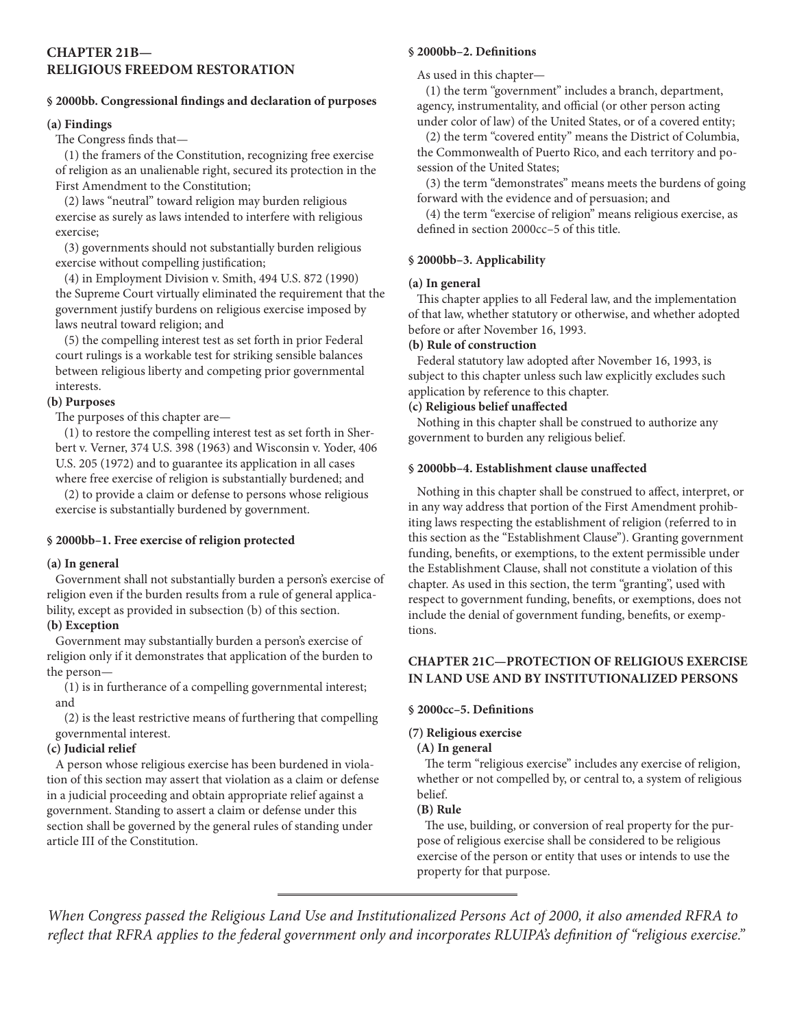## CHAPTER 21B— RELIGIOUS FREEDOM RESTORATION

### § 2000bb. Congressional findings and declaration of purposes

**(a) Findings**

The Congress finds that—

(1) the framers of the Constitution, recognizing free exercise of religion as an unalienable right, secured its protection in the First Amendment to the Constitution;

(2) laws "neutral" toward religion may burden religious exercise as surely as laws intended to interfere with religious exercise;

(3) governments should not substantially burden religious exercise without compelling justification;

(4) in Employment Division v. Smith, 494 U.S. 872 (1990) the Supreme Court virtually eliminated the requirement that the government justify burdens on religious exercise imposed by laws neutral toward religion; and

(5) the compelling interest test as set forth in prior Federal court rulings is a workable test for striking sensible balances between religious liberty and competing prior governmental interests.

**(b) Purposes**

The purposes of this chapter are—

(1) to restore the compelling interest test as set forth in Sherbert v. Verner, 374 U.S. 398 (1963) and Wisconsin v. Yoder, 406 U.S. 205 (1972) and to guarantee its application in all cases where free exercise of religion is substantially burdened; and

(2) to provide a claim or defense to persons whose religious exercise is substantially burdened by government.

### § 2000bb–1. Free exercise of religion protected

**(a) In general**

Government shall not substantially burden a person's exercise of religion even if the burden results from a rule of general applicability, except as provided in subsection (b) of this section.

**(b) Exception**

Government may substantially burden a person's exercise of religion only if it demonstrates that application of the burden to the person—

(1) is in furtherance of a compelling governmental interest; and

(2) is the least restrictive means of furthering that compelling governmental interest.

**(c) Judicial relief**

A person whose religious exercise has been burdened in violation of this section may assert that violation as a claim or defense in a judicial proceeding and obtain appropriate relief against a government. Standing to assert a claim or defense under this section shall be governed by the general rules of standing under article III of the Constitution.

### § 2000bb–2. Definitions

As used in this chapter—

(1) the term "government" includes a branch, department, agency, instrumentality, and official (or other person acting under color of law) of the United States, or of a covered entity;

(2) the term "covered entity" means the District of Columbia, the Commonwealth of Puerto Rico, and each territory and possession of the United States;

(3) the term "demonstrates" means meets the burdens of going forward with the evidence and of persuasion; and

(4) the term "exercise of religion" means religious exercise, as defined in section 2000cc–5 of this title.

### § 2000bb–3. Applicability

**(a) In general**

This chapter applies to all Federal law, and the implementation of that law, whether statutory or otherwise, and whether adopted before or after November 16, 1993.

**(b) Rule of construction**

Federal statutory law adopted after November 16, 1993, is subject to this chapter unless such law explicitly excludes such application by reference to this chapter.

**(c) Religious belief unaffected**

Nothing in this chapter shall be construed to authorize any government to burden any religious belief.

### § 2000bb–4. Establishment clause unaffected

Nothing in this chapter shall be construed to affect, interpret, or in any way address that portion of the First Amendment prohibiting laws respecting the establishment of religion (referred to in this section as the "Establishment Clause"). Granting government funding, benefits, or exemptions, to the extent permissible under the Establishment Clause, shall not constitute a violation of this chapter. As used in this section, the term "granting", used with respect to government funding, benefits, or exemptions, does not include the denial of government funding, benefits, or exemptions.

## CHAPTER 21C—PROTECTION OF RELIGIOUS EXERCISE IN LAND USE AND BY INSTITUTIONALIZED PERSONS

### § 2000cc–5. Definitions

**(7) Religious exercise**

**(A) In general**

The term "religious exercise" includes any exercise of religion, whether or not compelled by, or central to, a system of religious belief.

**(B) Rule**

The use, building, or conversion of real property for the purpose of religious exercise shall be considered to be religious exercise of the person or entity that uses or intends to use the property for that purpose.

---

*When Congress passed the Religious Land Use and Institutionalized Persons Act of 2000, it also amended RFRA to reflect that RFRA applies to the federal government only and incorporates RLUIPA's definition of "religious exercise."*